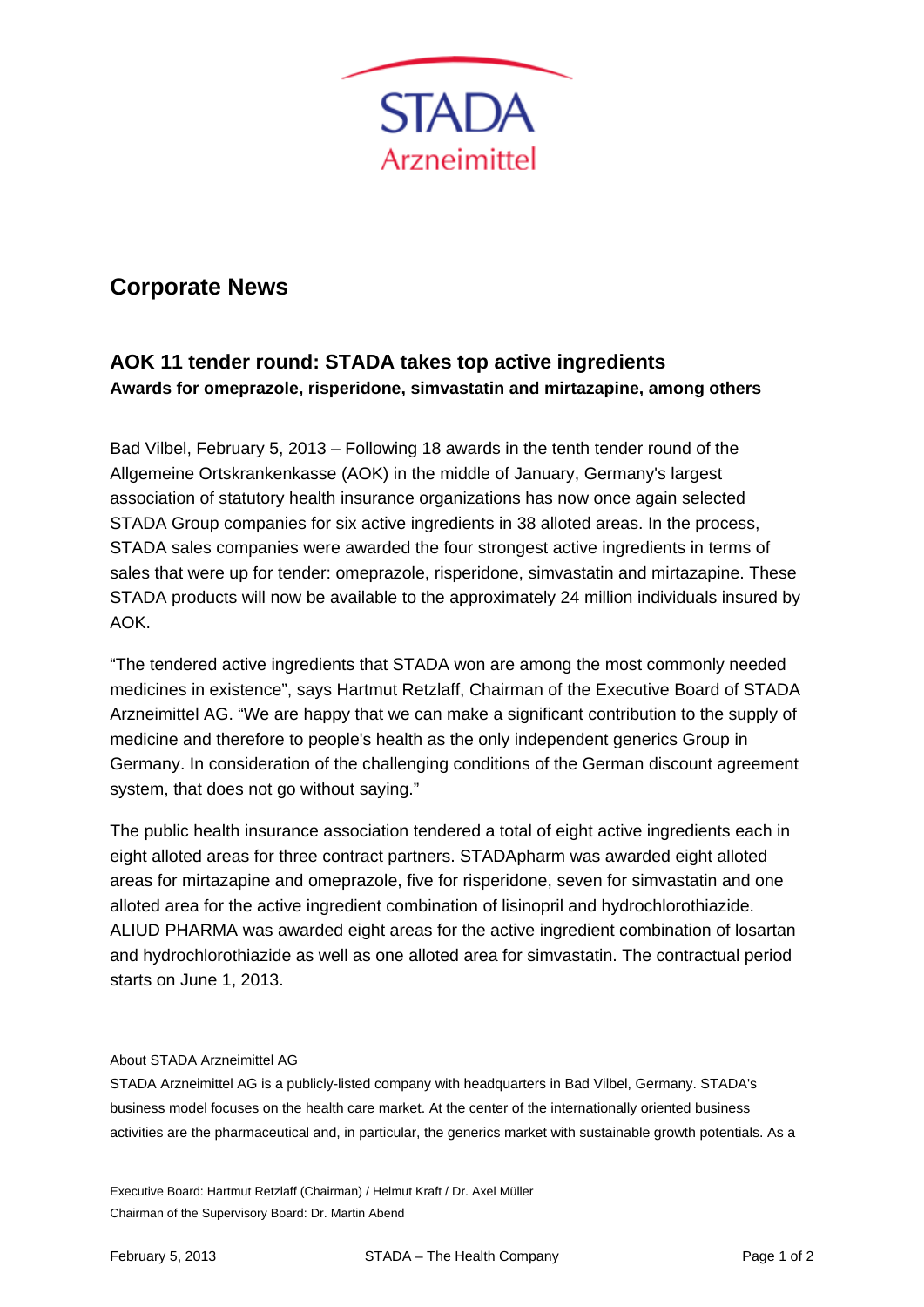# Corporate News

## AOK 11 tender round: STADA takes top active ingredients

**Awards for omeprazole, risperidone, simvastatin and mirtazapine, among others**

Bad Vilbel, February 5, 2013 – Following 18 awards in the tenth tender round of the Allgemeine Ortskrankenkasse (AOK) in the middle of January, Germany's largest association of statutory health insurance organizations has now once again selected STADA Group companies for six active ingredients in 38 alloted areas. In the process, STADA sales companies were awarded the four strongest active ingredients in terms of sales that were up for tender: omeprazole, risperidone, simvastatin and mirtazapine. These STADA products will now be available to the approximately 24 million individuals insured by AOK.

"The tendered active ingredients that STADA won are among the most commonly needed medicines in existence", says Hartmut Retzlaff, Chairman of the Executive Board of STADA Arzneimittel AG. "We are happy that we can make a significant contribution to the supply of medicine and therefore to people's health as the only independent generics Group in Germany. In consideration of the challenging conditions of the German discount agreement system, that does not go without saying."

The public health insurance association tendered a total of eight active ingredients each in eight alloted areas for three contract partners. STADApharm was awarded eight alloted areas for mirtazapine and omeprazole, five for risperidone, seven for simvastatin and one alloted area for the active ingredient combination of lisinopril and hydrochlorothiazide. ALIUD PHARMA was awarded eight areas for the active ingredient combination of losartan and hydrochlorothiazide as well as one alloted area for simvastatin. The contractual period starts on June 1, 2013.

About STADA Arzneimittel AG

STADA Arzneimittel AG is a publicly-listed company with headquarters in Bad Vilbel, Germany. STADA's business model focuses on the health care market. At the center of the internationally oriented business activities are the pharmaceutical and, in particular, the generics market with sustainable growth potentials. As a

Executive Board: Hartmut Retzlaff (Chairman) / Helmut Kraft / Dr. Axel Müller
Chairman of the Supervisory Board: Dr. Martin Abend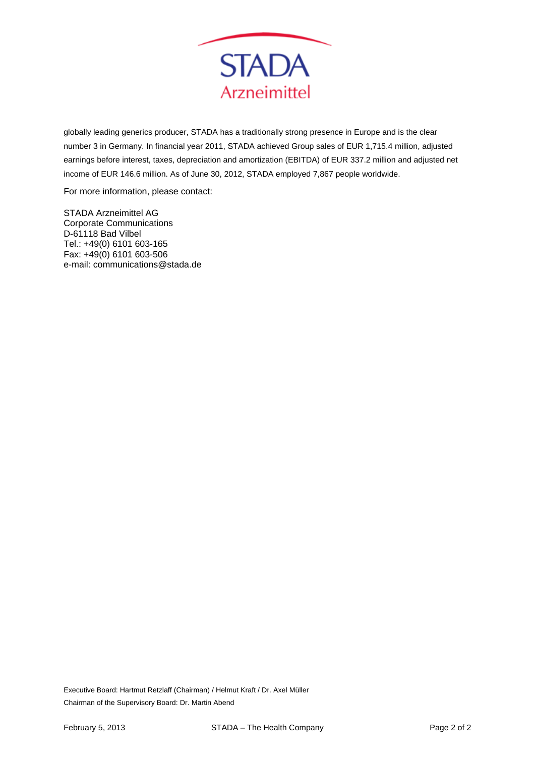globally leading generics producer, STADA has a traditionally strong presence in Europe and is the clear number 3 in Germany. In financial year 2011, STADA achieved Group sales of EUR 1,715.4 million, adjusted earnings before interest, taxes, depreciation and amortization (EBITDA) of EUR 337.2 million and adjusted net income of EUR 146.6 million. As of June 30, 2012, STADA employed 7,867 people worldwide.

For more information, please contact:

STADA Arzneimittel AG  
Corporate Communications  
D-61118 Bad Vilbel  
Tel.: +49(0) 6101 603-165  
Fax: +49(0) 6101 603-506  
e-mail: communications@stada.de

Executive Board: Hartmut Retzlaff (Chairman) / Helmut Kraft / Dr. Axel Müller  
Chairman of the Supervisory Board: Dr. Martin Abend

February 5, 2013 STADA – The Health Company